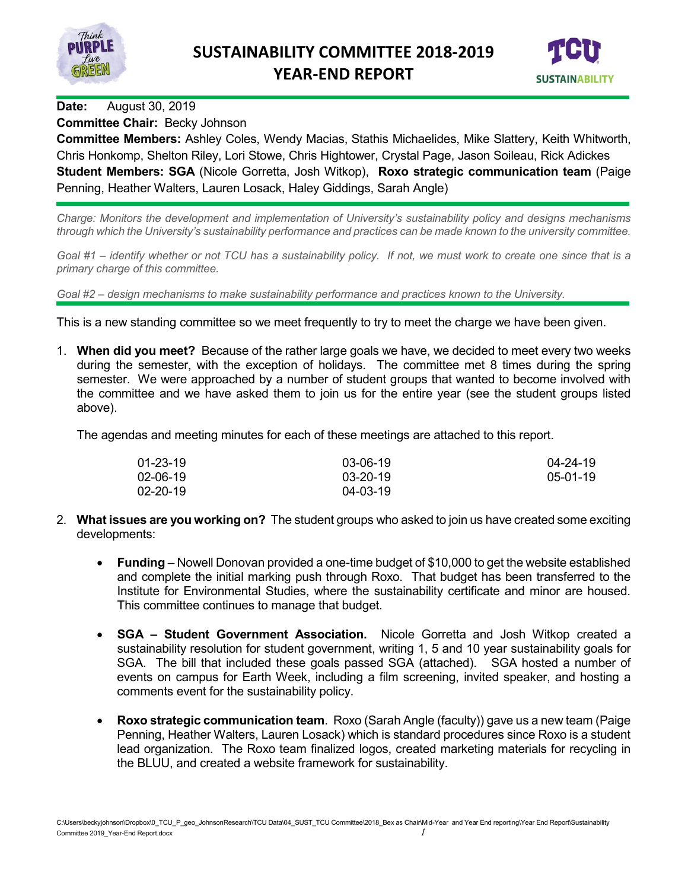# SUSTAINABILITY COMMITTEE 2018-2019 YEAR-END REPORT

**Date:** August 30, 2019

**Committee Chair:** Becky Johnson

**Committee Members:** Ashley Coles, Wendy Macias, Stathis Michaelides, Mike Slattery, Keith Whitworth, Chris Honkomp, Shelton Riley, Lori Stowe, Chris Hightower, Crystal Page, Jason Soileau, Rick Adickes

**Student Members: SGA** (Nicole Gorretta, Josh Witkop), **Roxo strategic communication team** (Paige Penning, Heather Walters, Lauren Losack, Haley Giddings, Sarah Angle)

---

*Charge: Monitors the development and implementation of University's sustainability policy and designs mechanisms through which the University's sustainability performance and practices can be made known to the university committee.*

*Goal #1 – identify whether or not TCU has a sustainability policy. If not, we must work to create one since that is a primary charge of this committee.*

*Goal #2 – design mechanisms to make sustainability performance and practices known to the University.*

---

This is a new standing committee so we meet frequently to try to meet the charge we have been given.

1. **When did you meet?** Because of the rather large goals we have, we decided to meet every two weeks during the semester, with the exception of holidays. The committee met 8 times during the spring semester. We were approached by a number of student groups that wanted to become involved with the committee and we have asked them to join us for the entire year (see the student groups listed above).

   The agendas and meeting minutes for each of these meetings are attached to this report.

   | | | |
   |---|---|---|
   | 01-23-19 | 03-06-19 | 04-24-19 |
   | 02-06-19 | 03-20-19 | 05-01-19 |
   | 02-20-19 | 04-03-19 | |

2. **What issues are you working on?** The student groups who asked to join us have created some exciting developments:

   - **Funding** – Nowell Donovan provided a one-time budget of $10,000 to get the website established and complete the initial marking push through Roxo. That budget has been transferred to the Institute for Environmental Studies, where the sustainability certificate and minor are housed. This committee continues to manage that budget.

   - **SGA – Student Government Association.** Nicole Gorretta and Josh Witkop created a sustainability resolution for student government, writing 1, 5 and 10 year sustainability goals for SGA. The bill that included these goals passed SGA (attached). SGA hosted a number of events on campus for Earth Week, including a film screening, invited speaker, and hosting a comments event for the sustainability policy.

   - **Roxo strategic communication team**. Roxo (Sarah Angle (faculty)) gave us a new team (Paige Penning, Heather Walters, Lauren Losack) which is standard procedures since Roxo is a student lead organization. The Roxo team finalized logos, created marketing materials for recycling in the BLUU, and created a website framework for sustainability.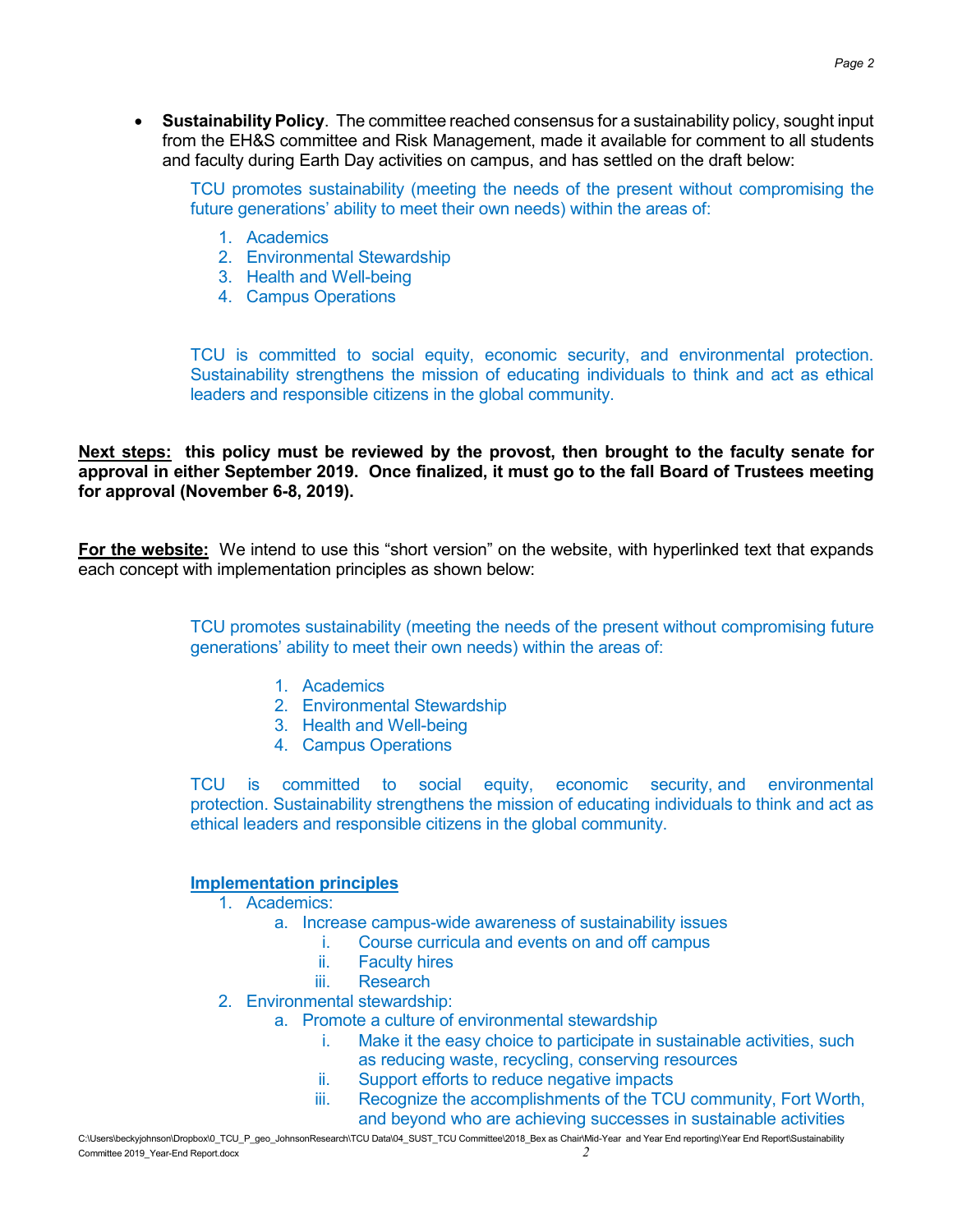- **Sustainability Policy**. The committee reached consensus for a sustainability policy, sought input from the EH&S committee and Risk Management, made it available for comment to all students and faculty during Earth Day activities on campus, and has settled on the draft below:

  TCU promotes sustainability (meeting the needs of the present without compromising the future generations' ability to meet their own needs) within the areas of:

  1. Academics
  2. Environmental Stewardship
  3. Health and Well-being
  4. Campus Operations

  TCU is committed to social equity, economic security, and environmental protection. Sustainability strengthens the mission of educating individuals to think and act as ethical leaders and responsible citizens in the global community.

**Next steps: this policy must be reviewed by the provost, then brought to the faculty senate for approval in either September 2019. Once finalized, it must go to the fall Board of Trustees meeting for approval (November 6-8, 2019).**

**For the website:** We intend to use this "short version" on the website, with hyperlinked text that expands each concept with implementation principles as shown below:

> TCU promotes sustainability (meeting the needs of the present without compromising future generations' ability to meet their own needs) within the areas of:
>
> 1. Academics
> 2. Environmental Stewardship
> 3. Health and Well-being
> 4. Campus Operations
>
> TCU is committed to social equity, economic security, and environmental protection. Sustainability strengthens the mission of educating individuals to think and act as ethical leaders and responsible citizens in the global community.
>
> **Implementation principles**
>
> 1. Academics:
>    a. Increase campus-wide awareness of sustainability issues
>       i. Course curricula and events on and off campus
>       ii. Faculty hires
>       iii. Research
> 2. Environmental stewardship:
>    a. Promote a culture of environmental stewardship
>       i. Make it the easy choice to participate in sustainable activities, such as reducing waste, recycling, conserving resources
>       ii. Support efforts to reduce negative impacts
>       iii. Recognize the accomplishments of the TCU community, Fort Worth, and beyond who are achieving successes in sustainable activities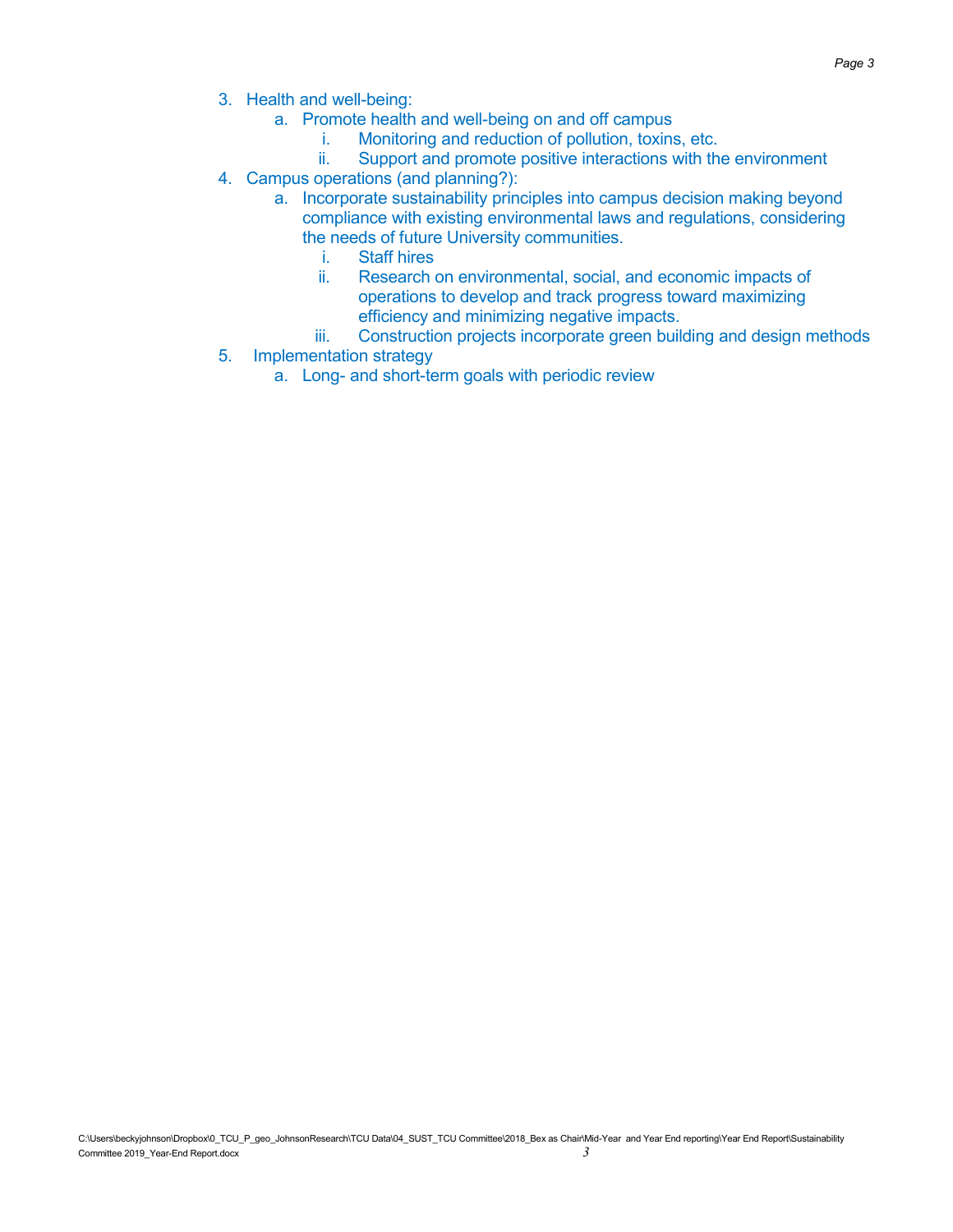3. Health and well-being:
    a. Promote health and well-being on and off campus
        i. Monitoring and reduction of pollution, toxins, etc.
        ii. Support and promote positive interactions with the environment
4. Campus operations (and planning?):
    a. Incorporate sustainability principles into campus decision making beyond compliance with existing environmental laws and regulations, considering the needs of future University communities.
        i. Staff hires
        ii. Research on environmental, social, and economic impacts of operations to develop and track progress toward maximizing efficiency and minimizing negative impacts.
        iii. Construction projects incorporate green building and design methods
5. Implementation strategy
    a. Long- and short-term goals with periodic review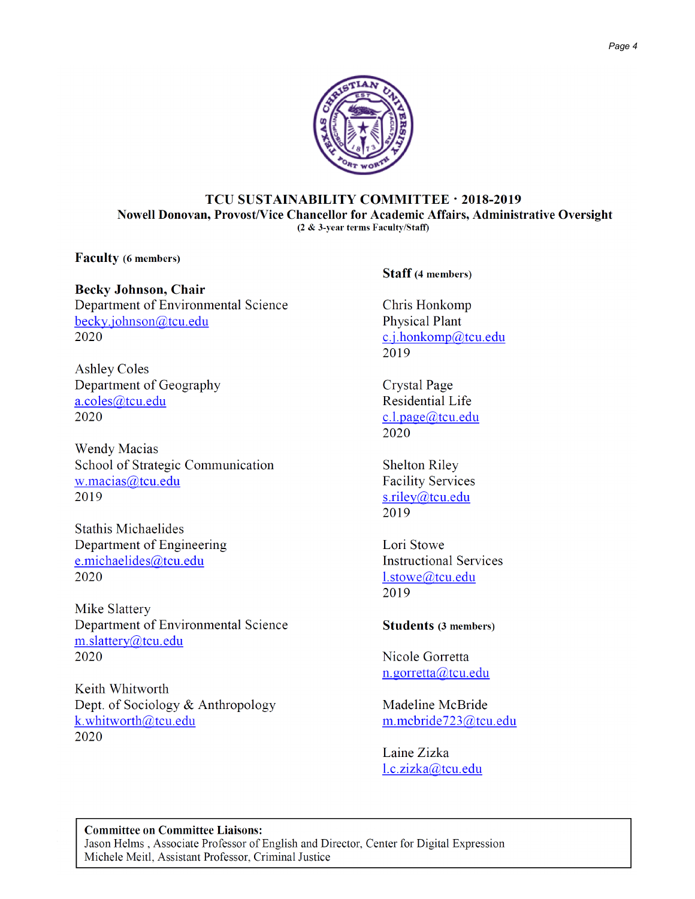# TCU SUSTAINABILITY COMMITTEE · 2018-2019

**Nowell Donovan, Provost/Vice Chancellor for Academic Affairs, Administrative Oversight**

**(2 & 3-year terms Faculty/Staff)**

## Faculty (6 members)

**Becky Johnson, Chair**
Department of Environmental Science
becky.johnson@tcu.edu
2020

Ashley Coles
Department of Geography
a.coles@tcu.edu
2020

Wendy Macias
School of Strategic Communication
w.macias@tcu.edu
2019

Stathis Michaelides
Department of Engineering
e.michaelides@tcu.edu
2020

Mike Slattery
Department of Environmental Science
m.slattery@tcu.edu
2020

Keith Whitworth
Dept. of Sociology & Anthropology
k.whitworth@tcu.edu
2020

## Staff (4 members)

Chris Honkomp
Physical Plant
c.j.honkomp@tcu.edu
2019

Crystal Page
Residential Life
c.l.page@tcu.edu
2020

Shelton Riley
Facility Services
s.riley@tcu.edu
2019

Lori Stowe
Instructional Services
l.stowe@tcu.edu
2019

## Students (3 members)

Nicole Gorretta
n.gorretta@tcu.edu

Madeline McBride
m.mcbride723@tcu.edu

Laine Zizka
l.c.zizka@tcu.edu

**Committee on Committee Liaisons:**
Jason Helms , Associate Professor of English and Director, Center for Digital Expression
Michele Meitl, Assistant Professor, Criminal Justice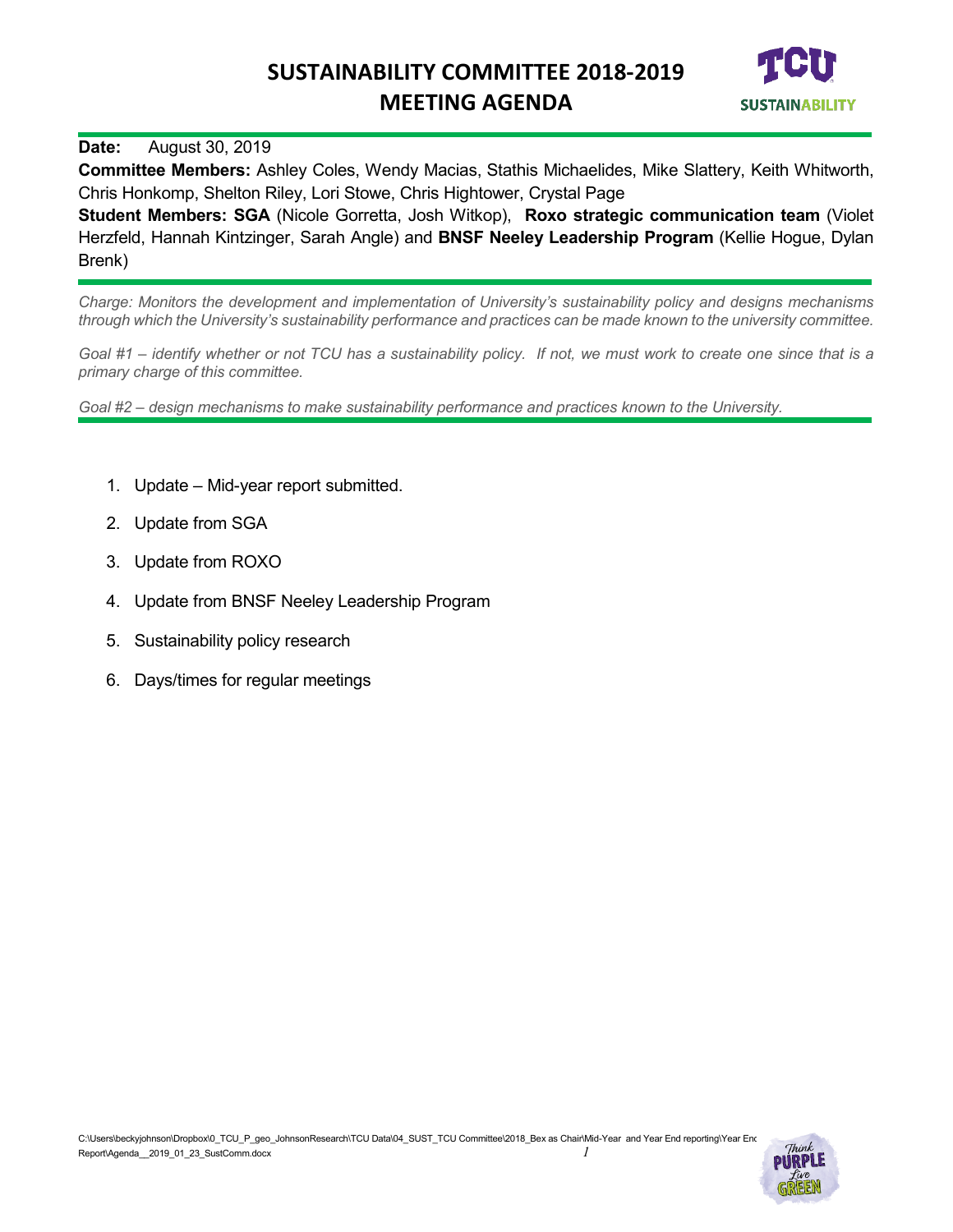# SUSTAINABILITY COMMITTEE 2018-2019
# MEETING AGENDA

**Date:** August 30, 2019

**Committee Members:** Ashley Coles, Wendy Macias, Stathis Michaelides, Mike Slattery, Keith Whitworth, Chris Honkomp, Shelton Riley, Lori Stowe, Chris Hightower, Crystal Page

**Student Members: SGA** (Nicole Gorretta, Josh Witkop), **Roxo strategic communication team** (Violet Herzfeld, Hannah Kintzinger, Sarah Angle) and **BNSF Neeley Leadership Program** (Kellie Hogue, Dylan Brenk)

---

*Charge: Monitors the development and implementation of University's sustainability policy and designs mechanisms through which the University's sustainability performance and practices can be made known to the university committee.*

*Goal #1 – identify whether or not TCU has a sustainability policy. If not, we must work to create one since that is a primary charge of this committee.*

*Goal #2 – design mechanisms to make sustainability performance and practices known to the University.*

---

1. Update – Mid-year report submitted.
2. Update from SGA
3. Update from ROXO
4. Update from BNSF Neeley Leadership Program
5. Sustainability policy research
6. Days/times for regular meetings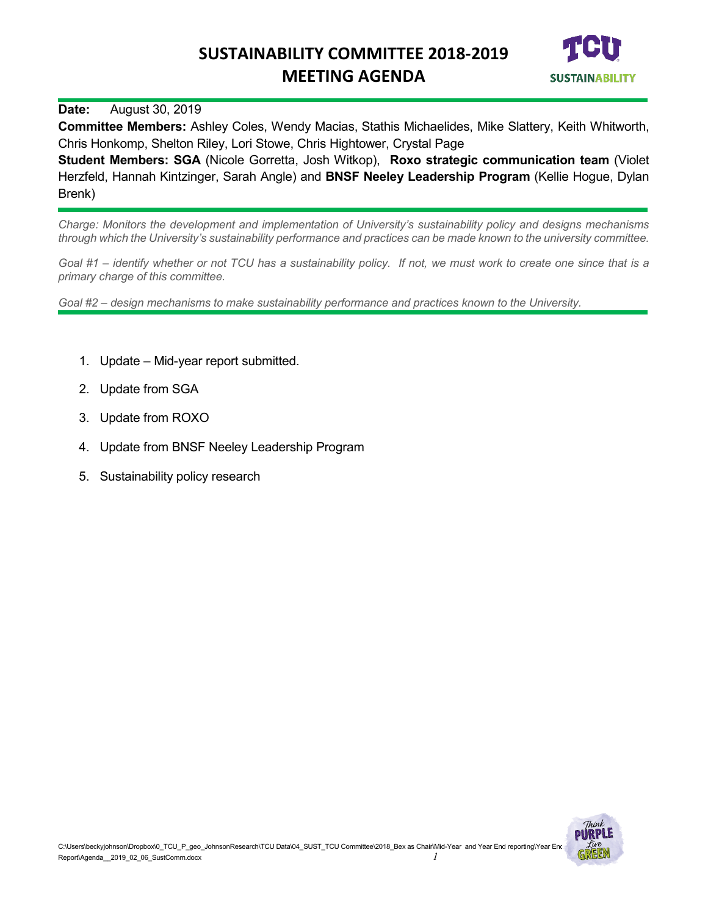# SUSTAINABILITY COMMITTEE 2018-2019 MEETING AGENDA

**Date:** August 30, 2019

**Committee Members:** Ashley Coles, Wendy Macias, Stathis Michaelides, Mike Slattery, Keith Whitworth, Chris Honkomp, Shelton Riley, Lori Stowe, Chris Hightower, Crystal Page

**Student Members: SGA** (Nicole Gorretta, Josh Witkop), **Roxo strategic communication team** (Violet Herzfeld, Hannah Kintzinger, Sarah Angle) and **BNSF Neeley Leadership Program** (Kellie Hogue, Dylan Brenk)

---

*Charge: Monitors the development and implementation of University's sustainability policy and designs mechanisms through which the University's sustainability performance and practices can be made known to the university committee.*

*Goal #1 – identify whether or not TCU has a sustainability policy. If not, we must work to create one since that is a primary charge of this committee.*

*Goal #2 – design mechanisms to make sustainability performance and practices known to the University.*

---

1. Update – Mid-year report submitted.
2. Update from SGA
3. Update from ROXO
4. Update from BNSF Neeley Leadership Program
5. Sustainability policy research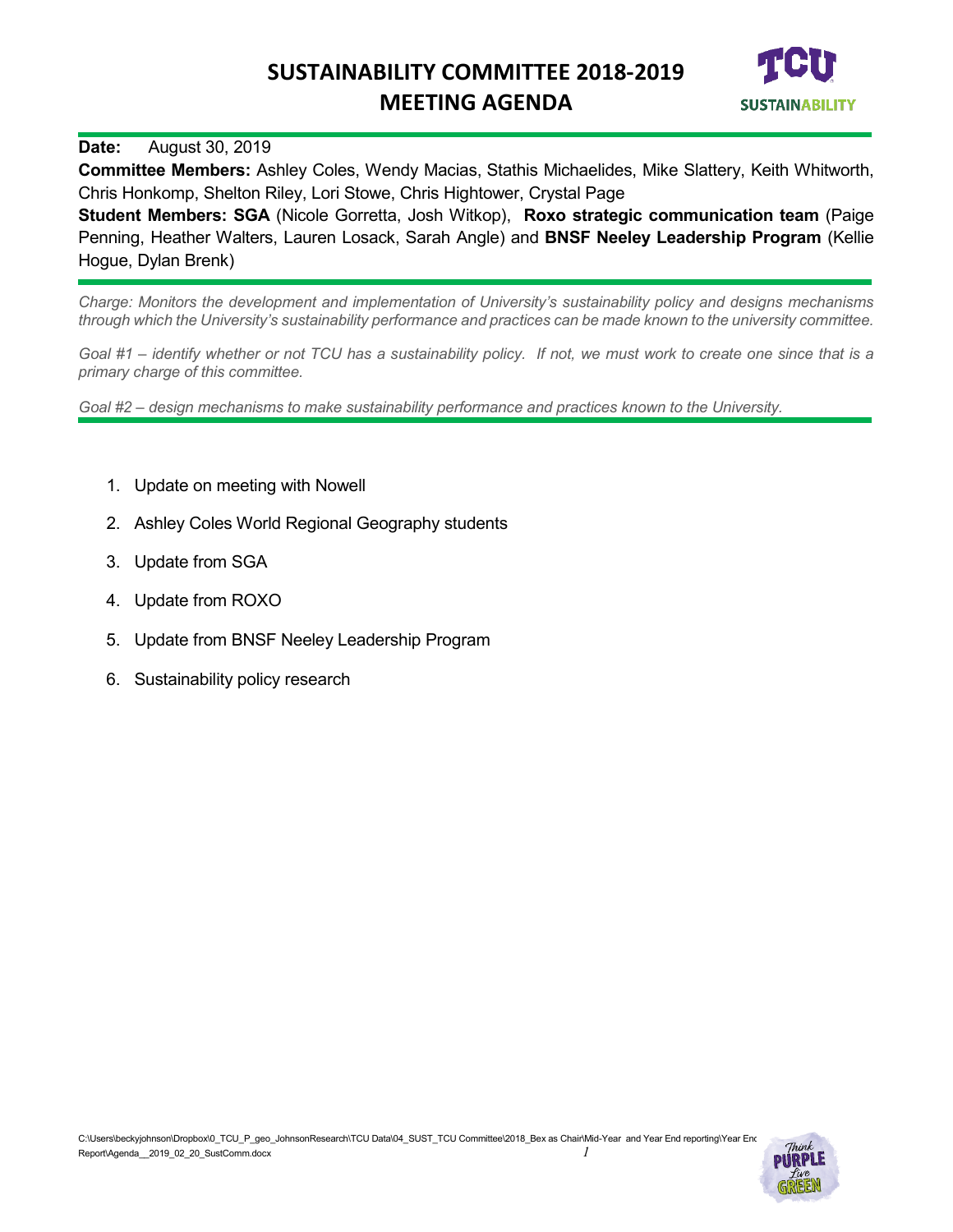# SUSTAINABILITY COMMITTEE 2018-2019
# MEETING AGENDA

**Date:** August 30, 2019

**Committee Members:** Ashley Coles, Wendy Macias, Stathis Michaelides, Mike Slattery, Keith Whitworth, Chris Honkomp, Shelton Riley, Lori Stowe, Chris Hightower, Crystal Page

**Student Members: SGA** (Nicole Gorretta, Josh Witkop), **Roxo strategic communication team** (Paige Penning, Heather Walters, Lauren Losack, Sarah Angle) and **BNSF Neeley Leadership Program** (Kellie Hogue, Dylan Brenk)

*Charge: Monitors the development and implementation of University's sustainability policy and designs mechanisms through which the University's sustainability performance and practices can be made known to the university committee.*

*Goal #1 – identify whether or not TCU has a sustainability policy. If not, we must work to create one since that is a primary charge of this committee.*

*Goal #2 – design mechanisms to make sustainability performance and practices known to the University.*

1. Update on meeting with Nowell
2. Ashley Coles World Regional Geography students
3. Update from SGA
4. Update from ROXO
5. Update from BNSF Neeley Leadership Program
6. Sustainability policy research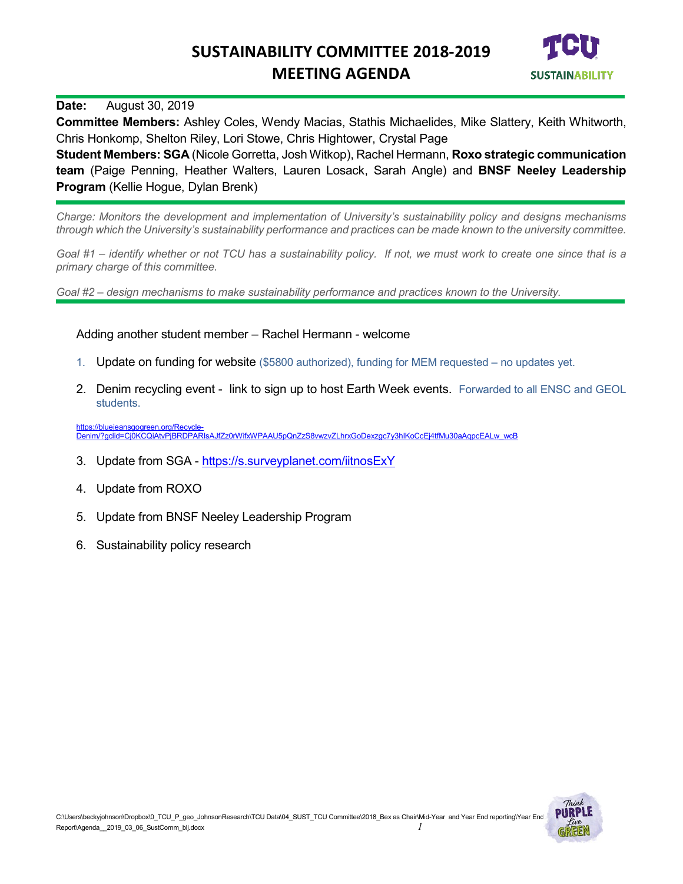# SUSTAINABILITY COMMITTEE 2018-2019 MEETING AGENDA

**Date:** August 30, 2019

**Committee Members:** Ashley Coles, Wendy Macias, Stathis Michaelides, Mike Slattery, Keith Whitworth, Chris Honkomp, Shelton Riley, Lori Stowe, Chris Hightower, Crystal Page

**Student Members: SGA** (Nicole Gorretta, Josh Witkop), Rachel Hermann, **Roxo strategic communication team** (Paige Penning, Heather Walters, Lauren Losack, Sarah Angle) and **BNSF Neeley Leadership Program** (Kellie Hogue, Dylan Brenk)

*Charge: Monitors the development and implementation of University's sustainability policy and designs mechanisms through which the University's sustainability performance and practices can be made known to the university committee.*

*Goal #1 – identify whether or not TCU has a sustainability policy. If not, we must work to create one since that is a primary charge of this committee.*

*Goal #2 – design mechanisms to make sustainability performance and practices known to the University.*

Adding another student member – Rachel Hermann - welcome

1. Update on funding for website ($5800 authorized), funding for MEM requested – no updates yet.
2. Denim recycling event - link to sign up to host Earth Week events. Forwarded to all ENSC and GEOL students.

https://bluejeansgogreen.org/Recycle-Denim/?gclid=Cj0KCQiAtvPjBRDPARIsAJfZz0rWifxWPAAU5pQnZzS8vwzvZLhrxGoDexzgc7y3hIKoCcEj4tfMu30aAqpcEALw_wcB

3. Update from SGA - https://s.surveyplanet.com/iitnosExY
4. Update from ROXO
5. Update from BNSF Neeley Leadership Program
6. Sustainability policy research

C:\Users\beckyjohnson\Dropbox\0_TCU_P_geo_JohnsonResearch\TCU Data\04_SUST_TCU Committee\2018_Bex as Chair\Mid-Year and Year End reporting\Year End Report\Agenda__2019_03_06_SustComm_blj.docx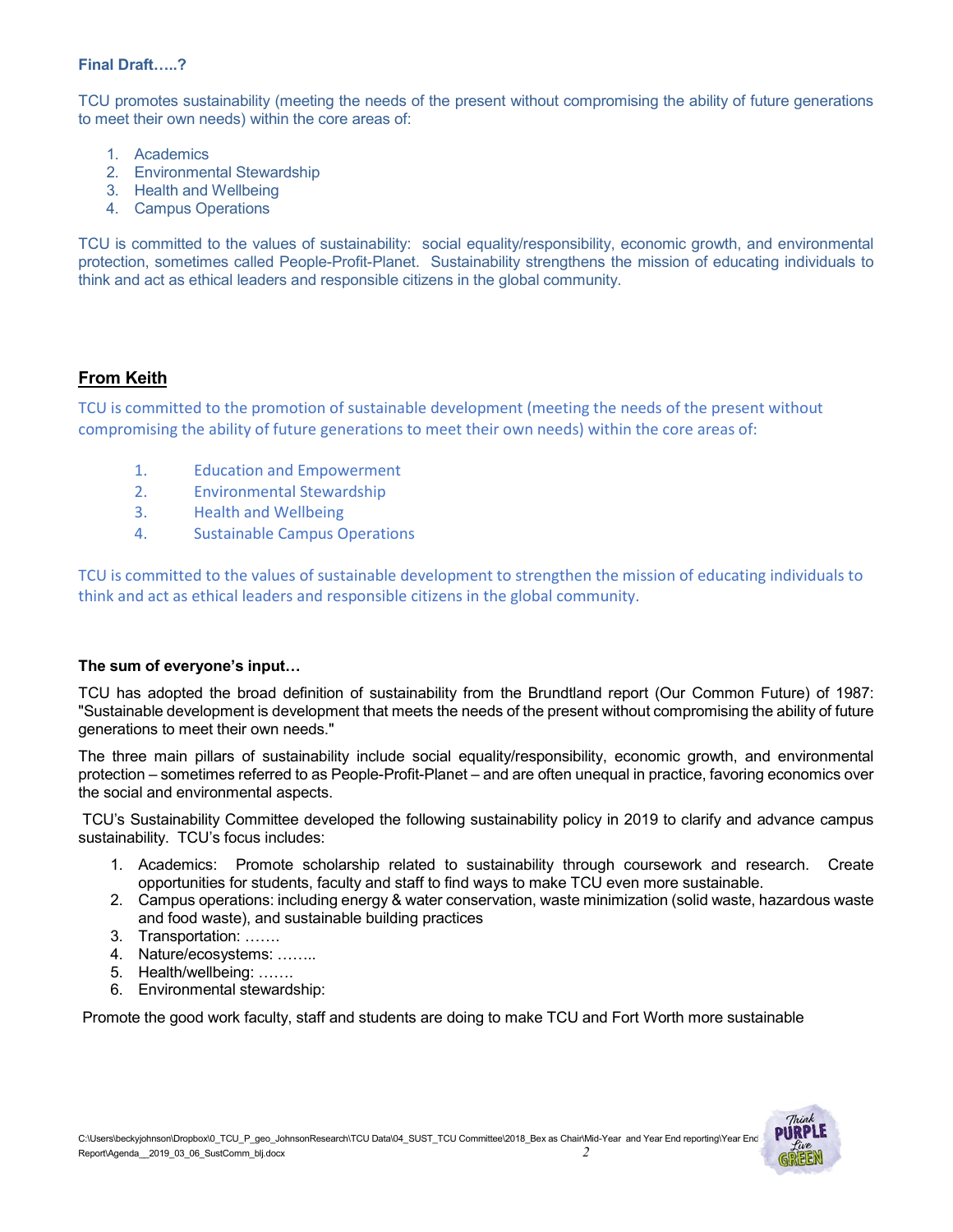**Final Draft…..?**

TCU promotes sustainability (meeting the needs of the present without compromising the ability of future generations to meet their own needs) within the core areas of:

1. Academics
2. Environmental Stewardship
3. Health and Wellbeing
4. Campus Operations

TCU is committed to the values of sustainability: social equality/responsibility, economic growth, and environmental protection, sometimes called People-Profit-Planet. Sustainability strengthens the mission of educating individuals to think and act as ethical leaders and responsible citizens in the global community.

## From Keith

TCU is committed to the promotion of sustainable development (meeting the needs of the present without compromising the ability of future generations to meet their own needs) within the core areas of:

1. Education and Empowerment
2. Environmental Stewardship
3. Health and Wellbeing
4. Sustainable Campus Operations

TCU is committed to the values of sustainable development to strengthen the mission of educating individuals to think and act as ethical leaders and responsible citizens in the global community.

**The sum of everyone's input…**

TCU has adopted the broad definition of sustainability from the Brundtland report (Our Common Future) of 1987: "Sustainable development is development that meets the needs of the present without compromising the ability of future generations to meet their own needs."

The three main pillars of sustainability include social equality/responsibility, economic growth, and environmental protection – sometimes referred to as People-Profit-Planet – and are often unequal in practice, favoring economics over the social and environmental aspects.

TCU's Sustainability Committee developed the following sustainability policy in 2019 to clarify and advance campus sustainability. TCU's focus includes:

1. Academics: Promote scholarship related to sustainability through coursework and research. Create opportunities for students, faculty and staff to find ways to make TCU even more sustainable.
2. Campus operations: including energy & water conservation, waste minimization (solid waste, hazardous waste and food waste), and sustainable building practices
3. Transportation: …….
4. Nature/ecosystems: ……..
5. Health/wellbeing: …….
6. Environmental stewardship:

Promote the good work faculty, staff and students are doing to make TCU and Fort Worth more sustainable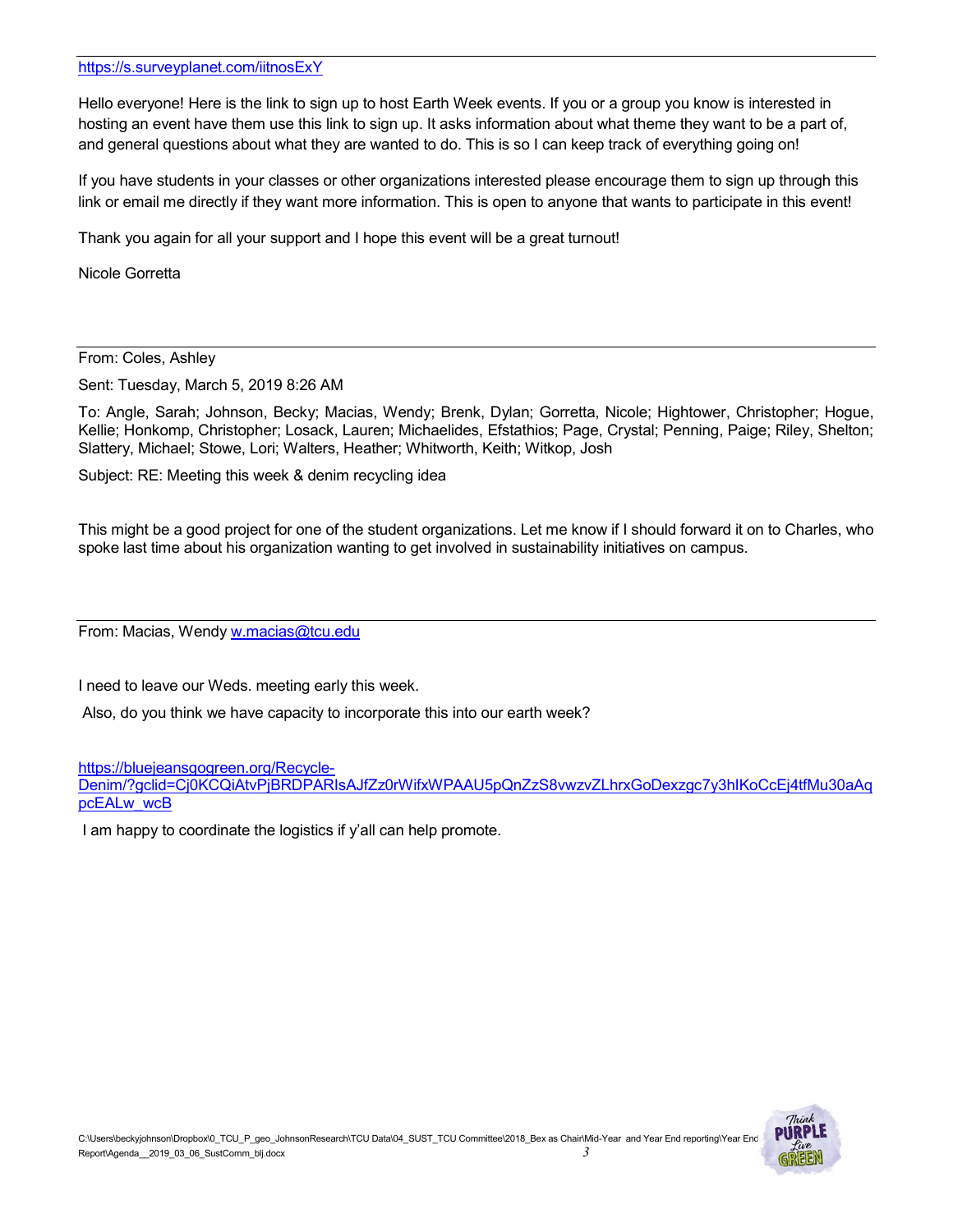https://s.surveyplanet.com/iitnosExY

Hello everyone! Here is the link to sign up to host Earth Week events. If you or a group you know is interested in hosting an event have them use this link to sign up. It asks information about what theme they want to be a part of, and general questions about what they are wanted to do. This is so I can keep track of everything going on!

If you have students in your classes or other organizations interested please encourage them to sign up through this link or email me directly if they want more information. This is open to anyone that wants to participate in this event!

Thank you again for all your support and I hope this event will be a great turnout!

Nicole Gorretta

---

From: Coles, Ashley

Sent: Tuesday, March 5, 2019 8:26 AM

To: Angle, Sarah; Johnson, Becky; Macias, Wendy; Brenk, Dylan; Gorretta, Nicole; Hightower, Christopher; Hogue, Kellie; Honkomp, Christopher; Losack, Lauren; Michaelides, Efstathios; Page, Crystal; Penning, Paige; Riley, Shelton; Slattery, Michael; Stowe, Lori; Walters, Heather; Whitworth, Keith; Witkop, Josh

Subject: RE: Meeting this week & denim recycling idea

This might be a good project for one of the student organizations. Let me know if I should forward it on to Charles, who spoke last time about his organization wanting to get involved in sustainability initiatives on campus.

---

From: Macias, Wendy w.macias@tcu.edu

I need to leave our Weds. meeting early this week.

Also, do you think we have capacity to incorporate this into our earth week?

https://bluejeansgogreen.org/Recycle-Denim/?gclid=Cj0KCQiAtvPjBRDPARIsAJfZz0rWifxWPAAU5pQnZzS8vwzvZLhrxGoDexzgc7y3hIKoCcEj4tfMu30aAqpcEALw_wcB

I am happy to coordinate the logistics if y'all can help promote.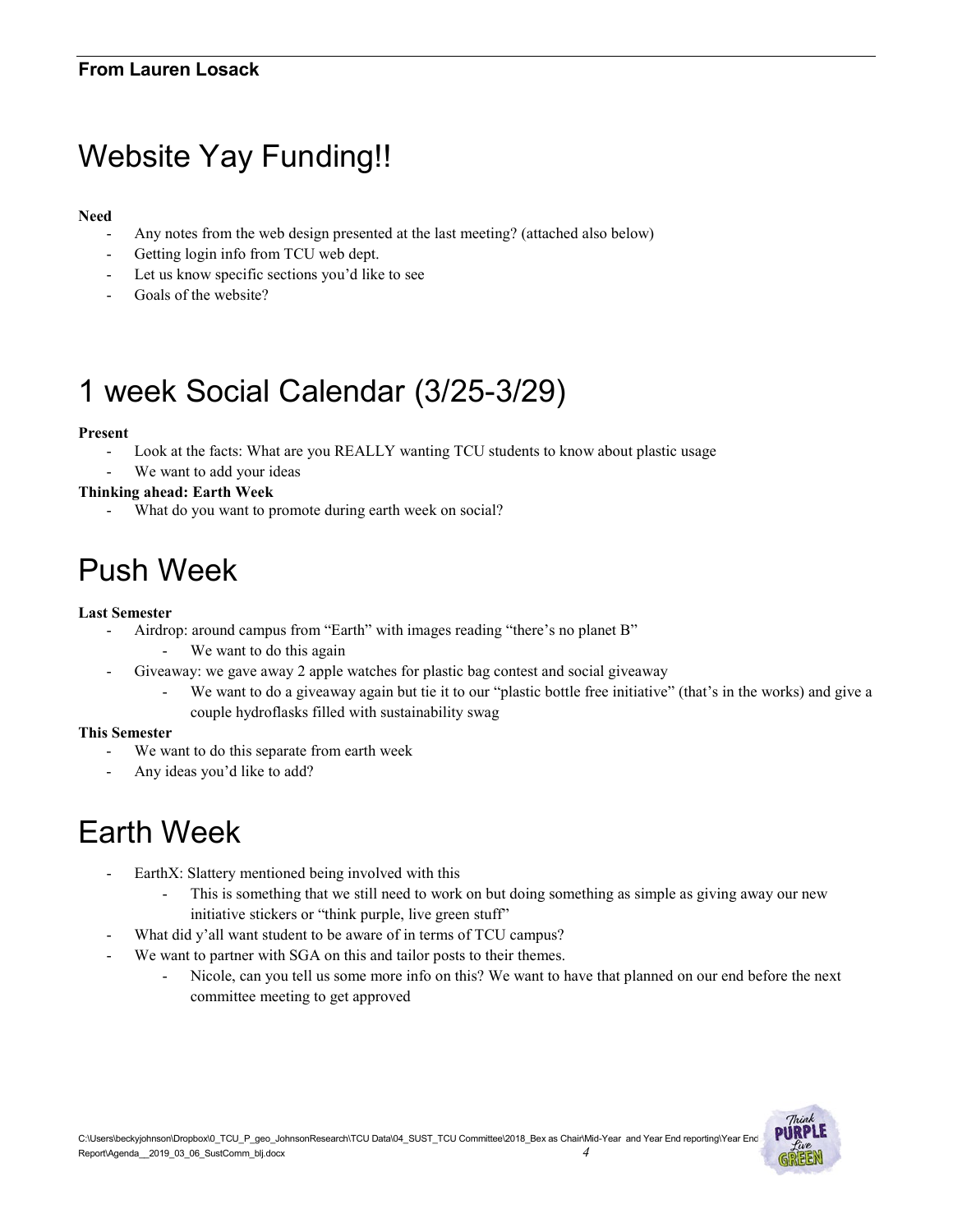**From Lauren Losack**

# Website Yay Funding!!

**Need**

- Any notes from the web design presented at the last meeting? (attached also below)
- Getting login info from TCU web dept.
- Let us know specific sections you'd like to see
- Goals of the website?

# 1 week Social Calendar (3/25-3/29)

**Present**

- Look at the facts: What are you REALLY wanting TCU students to know about plastic usage
- We want to add your ideas

**Thinking ahead: Earth Week**

- What do you want to promote during earth week on social?

# Push Week

**Last Semester**

- Airdrop: around campus from "Earth" with images reading "there's no planet B"
  - We want to do this again
- Giveaway: we gave away 2 apple watches for plastic bag contest and social giveaway
  - We want to do a giveaway again but tie it to our "plastic bottle free initiative" (that's in the works) and give a couple hydroflasks filled with sustainability swag

**This Semester**

- We want to do this separate from earth week
- Any ideas you'd like to add?

# Earth Week

- EarthX: Slattery mentioned being involved with this
  - This is something that we still need to work on but doing something as simple as giving away our new initiative stickers or "think purple, live green stuff"
- What did y'all want student to be aware of in terms of TCU campus?
- We want to partner with SGA on this and tailor posts to their themes.
  - Nicole, can you tell us some more info on this? We want to have that planned on our end before the next committee meeting to get approved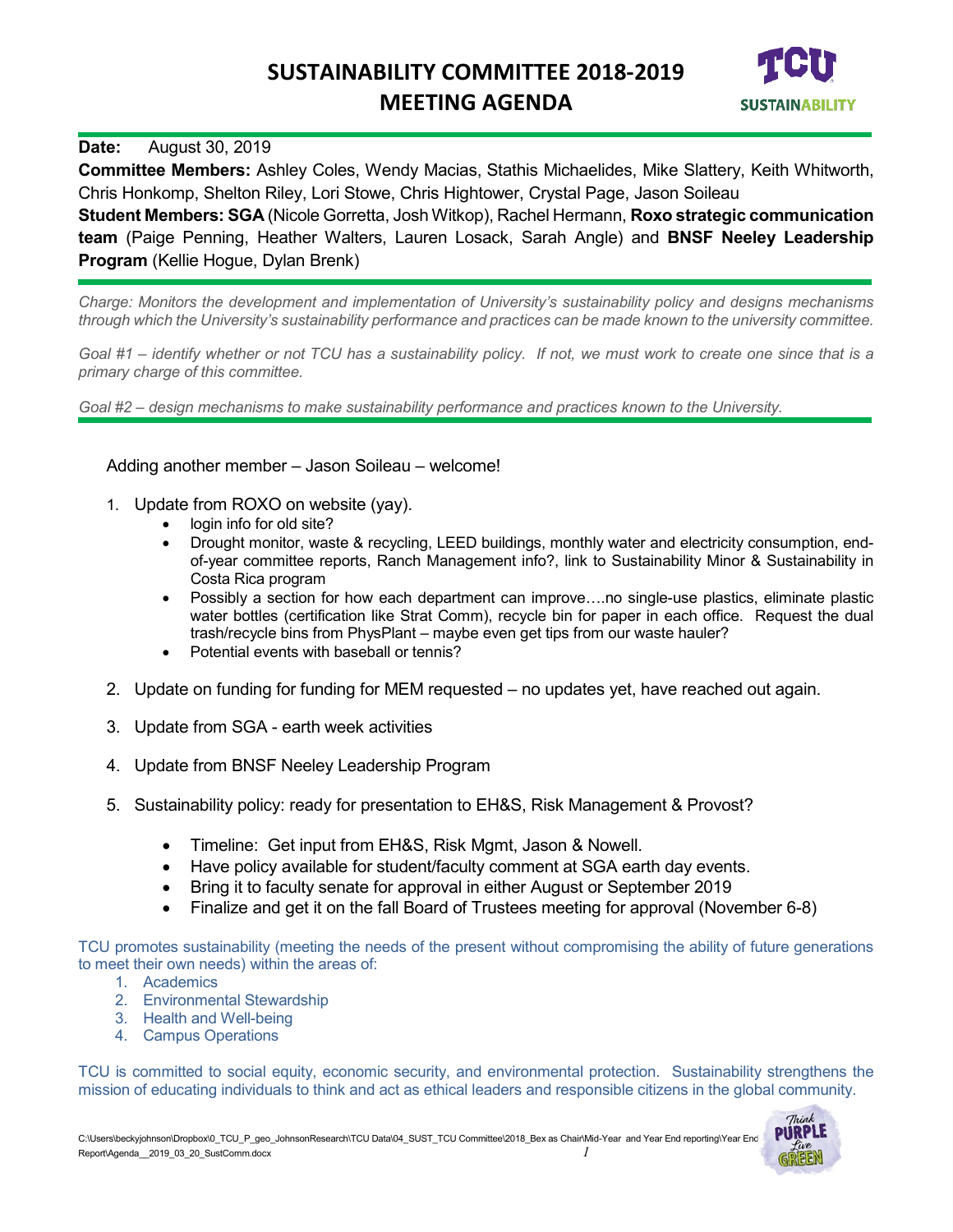# SUSTAINABILITY COMMITTEE 2018-2019
# MEETING AGENDA

**Date:** August 30, 2019

**Committee Members:** Ashley Coles, Wendy Macias, Stathis Michaelides, Mike Slattery, Keith Whitworth, Chris Honkomp, Shelton Riley, Lori Stowe, Chris Hightower, Crystal Page, Jason Soileau

**Student Members: SGA** (Nicole Gorretta, Josh Witkop), Rachel Hermann, **Roxo strategic communication team** (Paige Penning, Heather Walters, Lauren Losack, Sarah Angle) and **BNSF Neeley Leadership Program** (Kellie Hogue, Dylan Brenk)

*Charge: Monitors the development and implementation of University's sustainability policy and designs mechanisms through which the University's sustainability performance and practices can be made known to the university committee.*

*Goal #1 – identify whether or not TCU has a sustainability policy. If not, we must work to create one since that is a primary charge of this committee.*

*Goal #2 – design mechanisms to make sustainability performance and practices known to the University.*

Adding another member – Jason Soileau – welcome!

1. Update from ROXO on website (yay).
   - login info for old site?
   - Drought monitor, waste & recycling, LEED buildings, monthly water and electricity consumption, end-of-year committee reports, Ranch Management info?, link to Sustainability Minor & Sustainability in Costa Rica program
   - Possibly a section for how each department can improve….no single-use plastics, eliminate plastic water bottles (certification like Strat Comm), recycle bin for paper in each office. Request the dual trash/recycle bins from PhysPlant – maybe even get tips from our waste hauler?
   - Potential events with baseball or tennis?
2. Update on funding for funding for MEM requested – no updates yet, have reached out again.
3. Update from SGA - earth week activities
4. Update from BNSF Neeley Leadership Program
5. Sustainability policy: ready for presentation to EH&S, Risk Management & Provost?
   - Timeline: Get input from EH&S, Risk Mgmt, Jason & Nowell.
   - Have policy available for student/faculty comment at SGA earth day events.
   - Bring it to faculty senate for approval in either August or September 2019
   - Finalize and get it on the fall Board of Trustees meeting for approval (November 6-8)

TCU promotes sustainability (meeting the needs of the present without compromising the ability of future generations to meet their own needs) within the areas of:

1. Academics
2. Environmental Stewardship
3. Health and Well-being
4. Campus Operations

TCU is committed to social equity, economic security, and environmental protection. Sustainability strengthens the mission of educating individuals to think and act as ethical leaders and responsible citizens in the global community.

C:\Users\beckyjohnson\Dropbox\0_TCU_P_geo_JohnsonResearch\TCU Data\04_SUST_TCU Committee\2018_Bex as Chair\Mid-Year and Year End reporting\Year End Report\Agenda__2019_03_20_SustComm.docx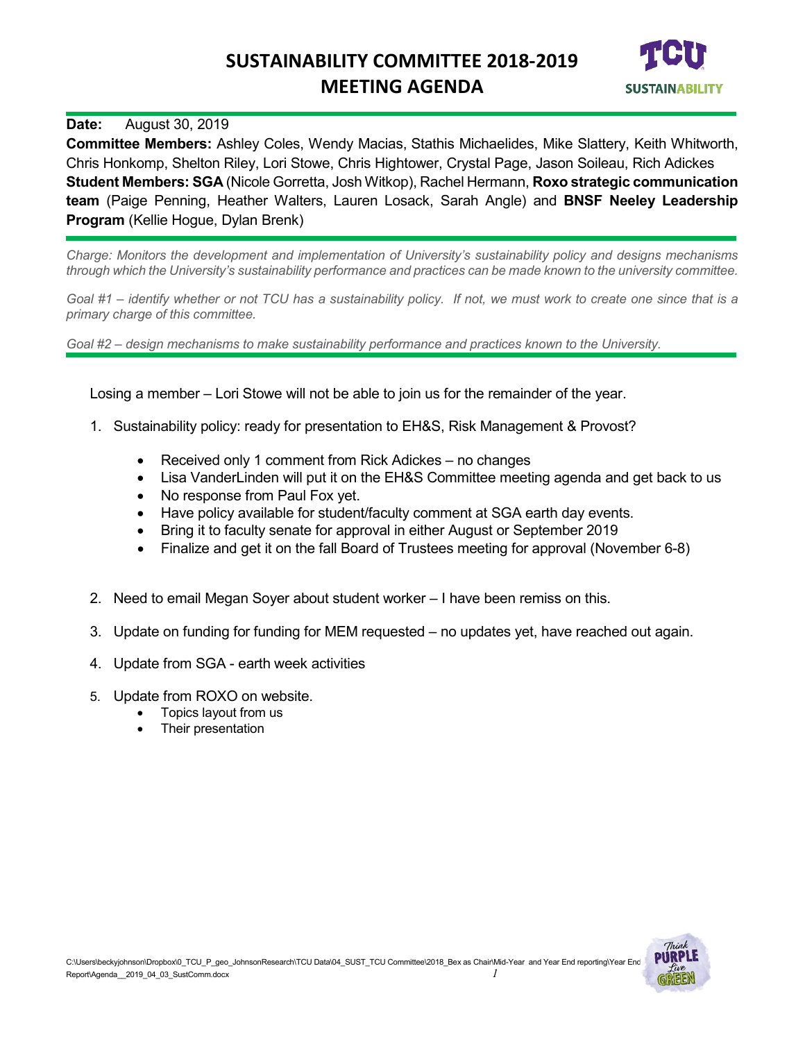# SUSTAINABILITY COMMITTEE 2018-2019 MEETING AGENDA

TCU SUSTAINABILITY

**Date:** August 30, 2019

**Committee Members:** Ashley Coles, Wendy Macias, Stathis Michaelides, Mike Slattery, Keith Whitworth, Chris Honkomp, Shelton Riley, Lori Stowe, Chris Hightower, Crystal Page, Jason Soileau, Rich Adickes
**Student Members: SGA** (Nicole Gorretta, Josh Witkop), Rachel Hermann, **Roxo strategic communication team** (Paige Penning, Heather Walters, Lauren Losack, Sarah Angle) and **BNSF Neeley Leadership Program** (Kellie Hogue, Dylan Brenk)

*Charge: Monitors the development and implementation of University's sustainability policy and designs mechanisms through which the University's sustainability performance and practices can be made known to the university committee.*

*Goal #1 – identify whether or not TCU has a sustainability policy. If not, we must work to create one since that is a primary charge of this committee.*

*Goal #2 – design mechanisms to make sustainability performance and practices known to the University.*

Losing a member – Lori Stowe will not be able to join us for the remainder of the year.

1. Sustainability policy: ready for presentation to EH&S, Risk Management & Provost?
   - Received only 1 comment from Rick Adickes – no changes
   - Lisa VanderLinden will put it on the EH&S Committee meeting agenda and get back to us
   - No response from Paul Fox yet.
   - Have policy available for student/faculty comment at SGA earth day events.
   - Bring it to faculty senate for approval in either August or September 2019
   - Finalize and get it on the fall Board of Trustees meeting for approval (November 6-8)

2. Need to email Megan Soyer about student worker – I have been remiss on this.

3. Update on funding for funding for MEM requested – no updates yet, have reached out again.

4. Update from SGA - earth week activities

5. Update from ROXO on website.
   - Topics layout from us
   - Their presentation

C:\Users\beckyjohnson\Dropbox\0_TCU_P_geo_JohnsonResearch\TCU Data\04_SUST_TCU Committee\2018_Bex as Chair\Mid-Year and Year End reporting\Year End Report\Agenda__2019_04_03_SustComm.docx

Think PURPLE Live GREEN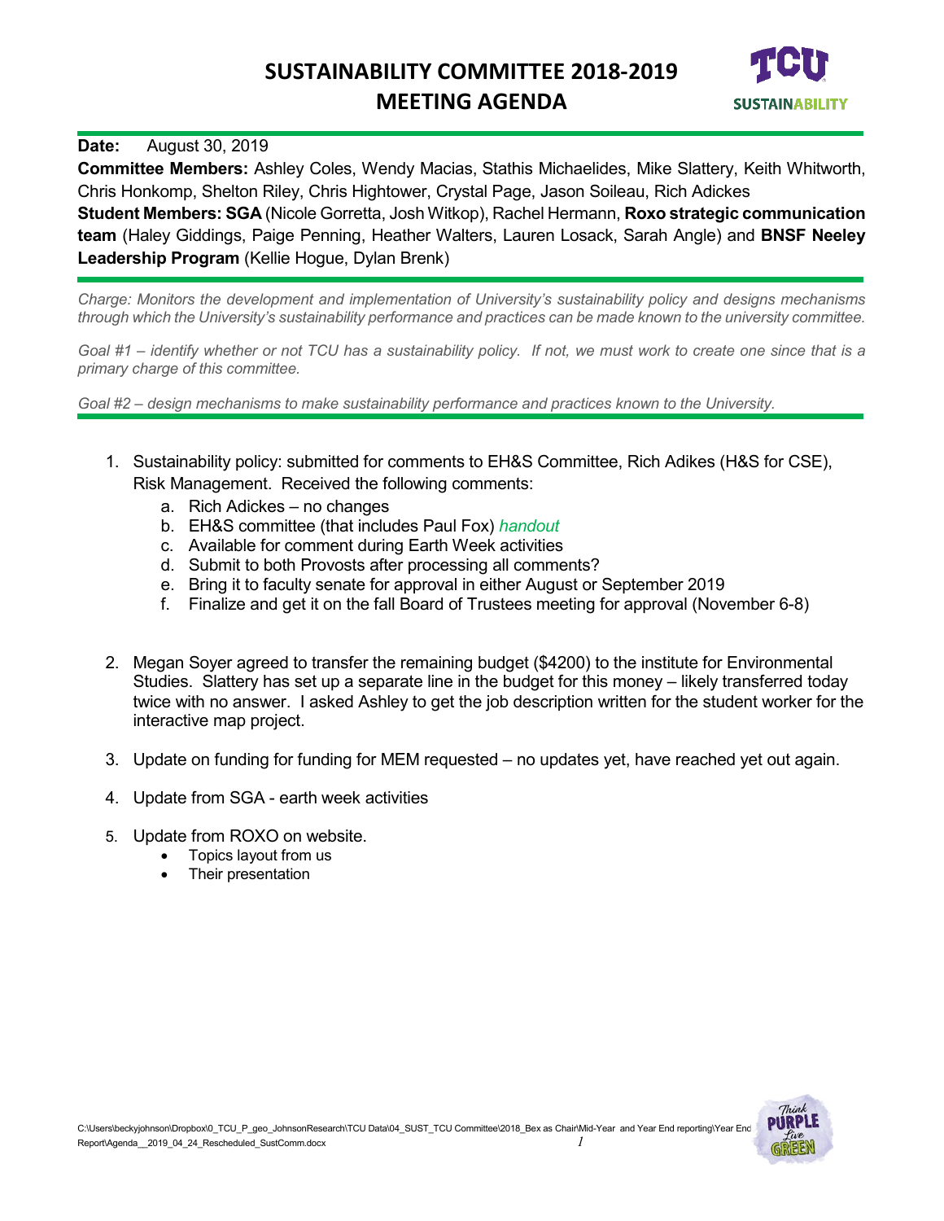# SUSTAINABILITY COMMITTEE 2018-2019 MEETING AGENDA

**Date:** August 30, 2019

**Committee Members:** Ashley Coles, Wendy Macias, Stathis Michaelides, Mike Slattery, Keith Whitworth, Chris Honkomp, Shelton Riley, Chris Hightower, Crystal Page, Jason Soileau, Rich Adickes

**Student Members: SGA** (Nicole Gorretta, Josh Witkop), Rachel Hermann, **Roxo strategic communication team** (Haley Giddings, Paige Penning, Heather Walters, Lauren Losack, Sarah Angle) and **BNSF Neeley Leadership Program** (Kellie Hogue, Dylan Brenk)

*Charge: Monitors the development and implementation of University's sustainability policy and designs mechanisms through which the University's sustainability performance and practices can be made known to the university committee.*

*Goal #1 – identify whether or not TCU has a sustainability policy. If not, we must work to create one since that is a primary charge of this committee.*

*Goal #2 – design mechanisms to make sustainability performance and practices known to the University.*

1. Sustainability policy: submitted for comments to EH&S Committee, Rich Adikes (H&S for CSE), Risk Management. Received the following comments:
   a. Rich Adickes – no changes
   b. EH&S committee (that includes Paul Fox) *handout*
   c. Available for comment during Earth Week activities
   d. Submit to both Provosts after processing all comments?
   e. Bring it to faculty senate for approval in either August or September 2019
   f. Finalize and get it on the fall Board of Trustees meeting for approval (November 6-8)

2. Megan Soyer agreed to transfer the remaining budget ($4200) to the institute for Environmental Studies. Slattery has set up a separate line in the budget for this money – likely transferred today twice with no answer. I asked Ashley to get the job description written for the student worker for the interactive map project.

3. Update on funding for funding for MEM requested – no updates yet, have reached yet out again.

4. Update from SGA - earth week activities

5. Update from ROXO on website.
   - Topics layout from us
   - Their presentation

C:\Users\beckyjohnson\Dropbox\0_TCU_P_geo_JohnsonResearch\TCU Data\04_SUST_TCU Committee\2018_Bex as Chair\Mid-Year and Year End reporting\Year End Report\Agenda__2019_04_24_Rescheduled_SustComm.docx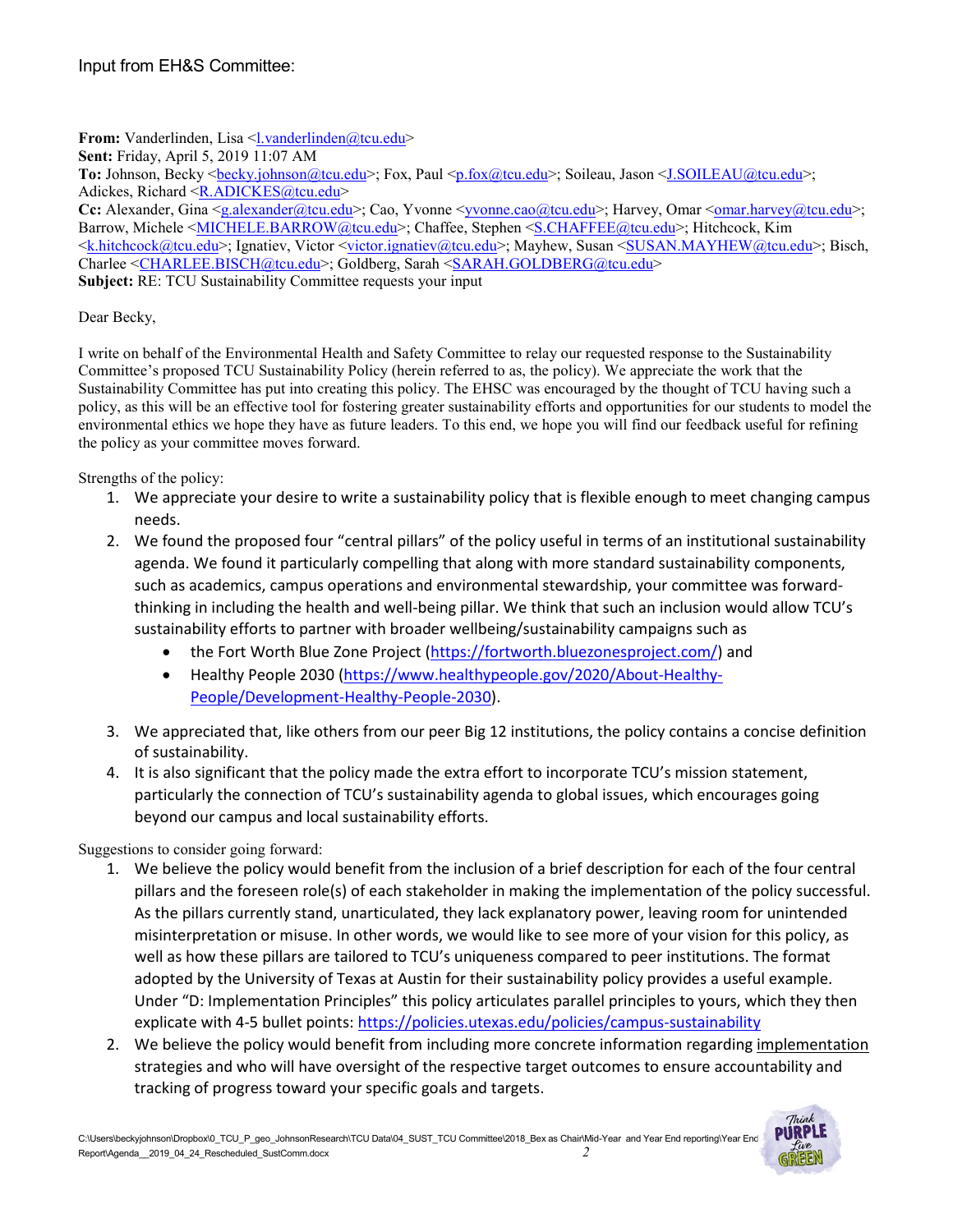Input from EH&S Committee:

**From:** Vanderlinden, Lisa <l.vanderlinden@tcu.edu>
**Sent:** Friday, April 5, 2019 11:07 AM
**To:** Johnson, Becky <becky.johnson@tcu.edu>; Fox, Paul <p.fox@tcu.edu>; Soileau, Jason <J.SOILEAU@tcu.edu>; Adickes, Richard <R.ADICKES@tcu.edu>
**Cc:** Alexander, Gina <g.alexander@tcu.edu>; Cao, Yvonne <yvonne.cao@tcu.edu>; Harvey, Omar <omar.harvey@tcu.edu>; Barrow, Michele <MICHELE.BARROW@tcu.edu>; Chaffee, Stephen <S.CHAFFEE@tcu.edu>; Hitchcock, Kim <k.hitchcock@tcu.edu>; Ignatiev, Victor <victor.ignatiev@tcu.edu>; Mayhew, Susan <SUSAN.MAYHEW@tcu.edu>; Bisch, Charlee <CHARLEE.BISCH@tcu.edu>; Goldberg, Sarah <SARAH.GOLDBERG@tcu.edu>
**Subject:** RE: TCU Sustainability Committee requests your input

Dear Becky,

I write on behalf of the Environmental Health and Safety Committee to relay our requested response to the Sustainability Committee's proposed TCU Sustainability Policy (herein referred to as, the policy). We appreciate the work that the Sustainability Committee has put into creating this policy. The EHSC was encouraged by the thought of TCU having such a policy, as this will be an effective tool for fostering greater sustainability efforts and opportunities for our students to model the environmental ethics we hope they have as future leaders. To this end, we hope you will find our feedback useful for refining the policy as your committee moves forward.

Strengths of the policy:

1. We appreciate your desire to write a sustainability policy that is flexible enough to meet changing campus needs.
2. We found the proposed four "central pillars" of the policy useful in terms of an institutional sustainability agenda. We found it particularly compelling that along with more standard sustainability components, such as academics, campus operations and environmental stewardship, your committee was forward-thinking in including the health and well-being pillar. We think that such an inclusion would allow TCU's sustainability efforts to partner with broader wellbeing/sustainability campaigns such as
   - the Fort Worth Blue Zone Project (https://fortworth.bluezonesproject.com/) and
   - Healthy People 2030 (https://www.healthypeople.gov/2020/About-Healthy-People/Development-Healthy-People-2030).
3. We appreciated that, like others from our peer Big 12 institutions, the policy contains a concise definition of sustainability.
4. It is also significant that the policy made the extra effort to incorporate TCU's mission statement, particularly the connection of TCU's sustainability agenda to global issues, which encourages going beyond our campus and local sustainability efforts.

Suggestions to consider going forward:

1. We believe the policy would benefit from the inclusion of a brief description for each of the four central pillars and the foreseen role(s) of each stakeholder in making the implementation of the policy successful. As the pillars currently stand, unarticulated, they lack explanatory power, leaving room for unintended misinterpretation or misuse. In other words, we would like to see more of your vision for this policy, as well as how these pillars are tailored to TCU's uniqueness compared to peer institutions. The format adopted by the University of Texas at Austin for their sustainability policy provides a useful example. Under "D: Implementation Principles" this policy articulates parallel principles to yours, which they then explicate with 4-5 bullet points: https://policies.utexas.edu/policies/campus-sustainability
2. We believe the policy would benefit from including more concrete information regarding implementation strategies and who will have oversight of the respective target outcomes to ensure accountability and tracking of progress toward your specific goals and targets.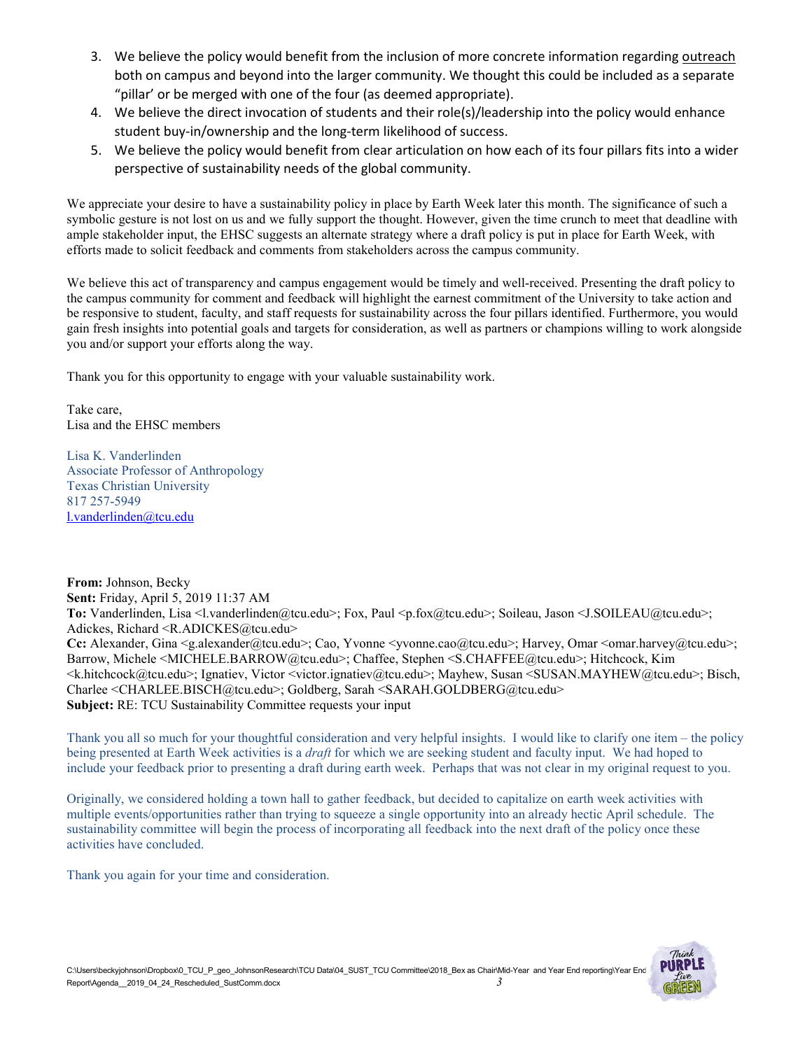3. We believe the policy would benefit from the inclusion of more concrete information regarding outreach both on campus and beyond into the larger community. We thought this could be included as a separate "pillar' or be merged with one of the four (as deemed appropriate).
4. We believe the direct invocation of students and their role(s)/leadership into the policy would enhance student buy-in/ownership and the long-term likelihood of success.
5. We believe the policy would benefit from clear articulation on how each of its four pillars fits into a wider perspective of sustainability needs of the global community.

We appreciate your desire to have a sustainability policy in place by Earth Week later this month. The significance of such a symbolic gesture is not lost on us and we fully support the thought. However, given the time crunch to meet that deadline with ample stakeholder input, the EHSC suggests an alternate strategy where a draft policy is put in place for Earth Week, with efforts made to solicit feedback and comments from stakeholders across the campus community.

We believe this act of transparency and campus engagement would be timely and well-received. Presenting the draft policy to the campus community for comment and feedback will highlight the earnest commitment of the University to take action and be responsive to student, faculty, and staff requests for sustainability across the four pillars identified. Furthermore, you would gain fresh insights into potential goals and targets for consideration, as well as partners or champions willing to work alongside you and/or support your efforts along the way.

Thank you for this opportunity to engage with your valuable sustainability work.

Take care,
Lisa and the EHSC members

Lisa K. Vanderlinden
Associate Professor of Anthropology
Texas Christian University
817 257-5949
l.vanderlinden@tcu.edu

**From:** Johnson, Becky
**Sent:** Friday, April 5, 2019 11:37 AM
**To:** Vanderlinden, Lisa <l.vanderlinden@tcu.edu>; Fox, Paul <p.fox@tcu.edu>; Soileau, Jason <J.SOILEAU@tcu.edu>; Adickes, Richard <R.ADICKES@tcu.edu>
**Cc:** Alexander, Gina <g.alexander@tcu.edu>; Cao, Yvonne <yvonne.cao@tcu.edu>; Harvey, Omar <omar.harvey@tcu.edu>; Barrow, Michele <MICHELE.BARROW@tcu.edu>; Chaffee, Stephen <S.CHAFFEE@tcu.edu>; Hitchcock, Kim <k.hitchcock@tcu.edu>; Ignatiev, Victor <victor.ignatiev@tcu.edu>; Mayhew, Susan <SUSAN.MAYHEW@tcu.edu>; Bisch, Charlee <CHARLEE.BISCH@tcu.edu>; Goldberg, Sarah <SARAH.GOLDBERG@tcu.edu>
**Subject:** RE: TCU Sustainability Committee requests your input

Thank you all so much for your thoughtful consideration and very helpful insights. I would like to clarify one item – the policy being presented at Earth Week activities is a *draft* for which we are seeking student and faculty input. We had hoped to include your feedback prior to presenting a draft during earth week. Perhaps that was not clear in my original request to you.

Originally, we considered holding a town hall to gather feedback, but decided to capitalize on earth week activities with multiple events/opportunities rather than trying to squeeze a single opportunity into an already hectic April schedule. The sustainability committee will begin the process of incorporating all feedback into the next draft of the policy once these activities have concluded.

Thank you again for your time and consideration.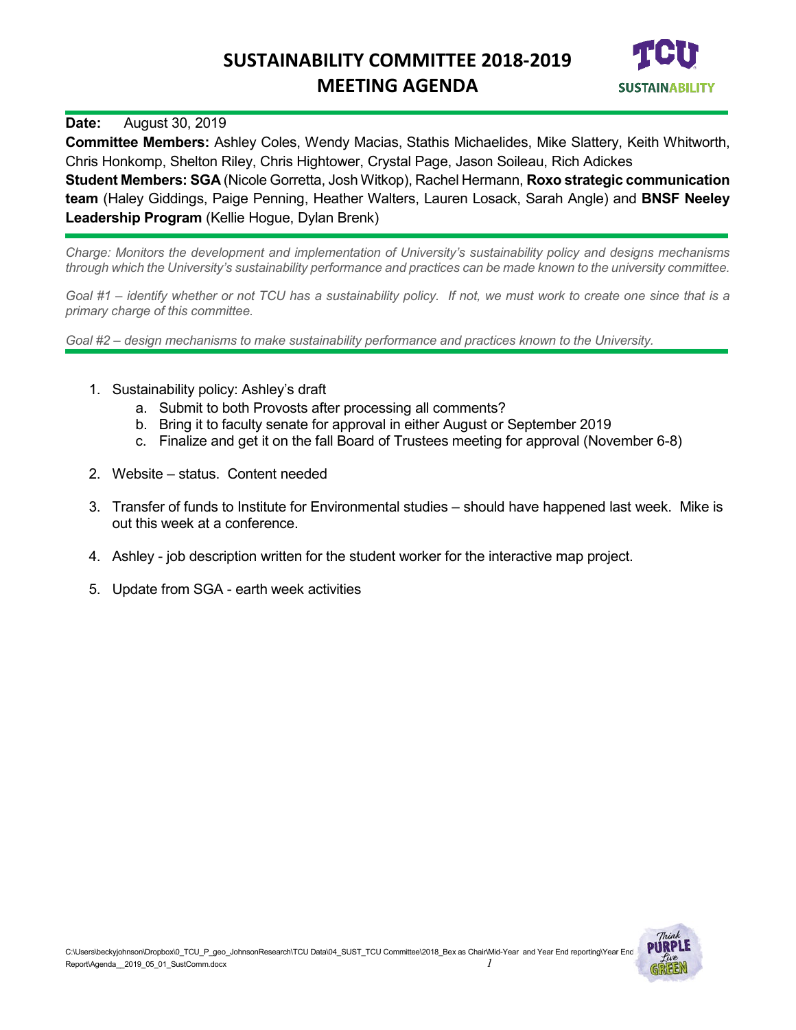# SUSTAINABILITY COMMITTEE 2018-2019
# MEETING AGENDA

**Date:** August 30, 2019

**Committee Members:** Ashley Coles, Wendy Macias, Stathis Michaelides, Mike Slattery, Keith Whitworth, Chris Honkomp, Shelton Riley, Chris Hightower, Crystal Page, Jason Soileau, Rich Adickes

**Student Members: SGA** (Nicole Gorretta, Josh Witkop), Rachel Hermann, **Roxo strategic communication team** (Haley Giddings, Paige Penning, Heather Walters, Lauren Losack, Sarah Angle) and **BNSF Neeley Leadership Program** (Kellie Hogue, Dylan Brenk)

---

*Charge: Monitors the development and implementation of University's sustainability policy and designs mechanisms through which the University's sustainability performance and practices can be made known to the university committee.*

*Goal #1 – identify whether or not TCU has a sustainability policy. If not, we must work to create one since that is a primary charge of this committee.*

*Goal #2 – design mechanisms to make sustainability performance and practices known to the University.*

---

1. Sustainability policy: Ashley's draft
    a. Submit to both Provosts after processing all comments?
    b. Bring it to faculty senate for approval in either August or September 2019
    c. Finalize and get it on the fall Board of Trustees meeting for approval (November 6-8)
2. Website – status. Content needed
3. Transfer of funds to Institute for Environmental studies – should have happened last week. Mike is out this week at a conference.
4. Ashley - job description written for the student worker for the interactive map project.
5. Update from SGA - earth week activities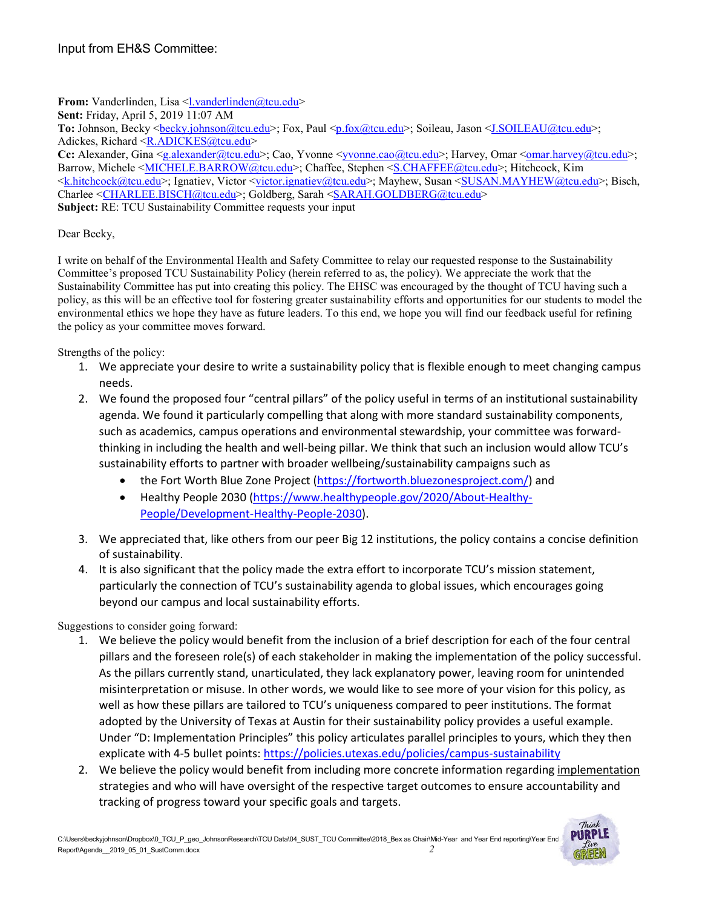Input from EH&S Committee:

**From:** Vanderlinden, Lisa <l.vanderlinden@tcu.edu>
**Sent:** Friday, April 5, 2019 11:07 AM
**To:** Johnson, Becky <becky.johnson@tcu.edu>; Fox, Paul <p.fox@tcu.edu>; Soileau, Jason <J.SOILEAU@tcu.edu>; Adickes, Richard <R.ADICKES@tcu.edu>
**Cc:** Alexander, Gina <g.alexander@tcu.edu>; Cao, Yvonne <yvonne.cao@tcu.edu>; Harvey, Omar <omar.harvey@tcu.edu>; Barrow, Michele <MICHELE.BARROW@tcu.edu>; Chaffee, Stephen <S.CHAFFEE@tcu.edu>; Hitchcock, Kim <k.hitchcock@tcu.edu>; Ignatiev, Victor <victor.ignatiev@tcu.edu>; Mayhew, Susan <SUSAN.MAYHEW@tcu.edu>; Bisch, Charlee <CHARLEE.BISCH@tcu.edu>; Goldberg, Sarah <SARAH.GOLDBERG@tcu.edu>
**Subject:** RE: TCU Sustainability Committee requests your input

Dear Becky,

I write on behalf of the Environmental Health and Safety Committee to relay our requested response to the Sustainability Committee's proposed TCU Sustainability Policy (herein referred to as, the policy). We appreciate the work that the Sustainability Committee has put into creating this policy. The EHSC was encouraged by the thought of TCU having such a policy, as this will be an effective tool for fostering greater sustainability efforts and opportunities for our students to model the environmental ethics we hope they have as future leaders. To this end, we hope you will find our feedback useful for refining the policy as your committee moves forward.

Strengths of the policy:

1. We appreciate your desire to write a sustainability policy that is flexible enough to meet changing campus needs.
2. We found the proposed four "central pillars" of the policy useful in terms of an institutional sustainability agenda. We found it particularly compelling that along with more standard sustainability components, such as academics, campus operations and environmental stewardship, your committee was forward-thinking in including the health and well-being pillar. We think that such an inclusion would allow TCU's sustainability efforts to partner with broader wellbeing/sustainability campaigns such as
   - the Fort Worth Blue Zone Project (https://fortworth.bluezonesproject.com/) and
   - Healthy People 2030 (https://www.healthypeople.gov/2020/About-Healthy-People/Development-Healthy-People-2030).
3. We appreciated that, like others from our peer Big 12 institutions, the policy contains a concise definition of sustainability.
4. It is also significant that the policy made the extra effort to incorporate TCU's mission statement, particularly the connection of TCU's sustainability agenda to global issues, which encourages going beyond our campus and local sustainability efforts.

Suggestions to consider going forward:

1. We believe the policy would benefit from the inclusion of a brief description for each of the four central pillars and the foreseen role(s) of each stakeholder in making the implementation of the policy successful. As the pillars currently stand, unarticulated, they lack explanatory power, leaving room for unintended misinterpretation or misuse. In other words, we would like to see more of your vision for this policy, as well as how these pillars are tailored to TCU's uniqueness compared to peer institutions. The format adopted by the University of Texas at Austin for their sustainability policy provides a useful example. Under "D: Implementation Principles" this policy articulates parallel principles to yours, which they then explicate with 4-5 bullet points: https://policies.utexas.edu/policies/campus-sustainability
2. We believe the policy would benefit from including more concrete information regarding implementation strategies and who will have oversight of the respective target outcomes to ensure accountability and tracking of progress toward your specific goals and targets.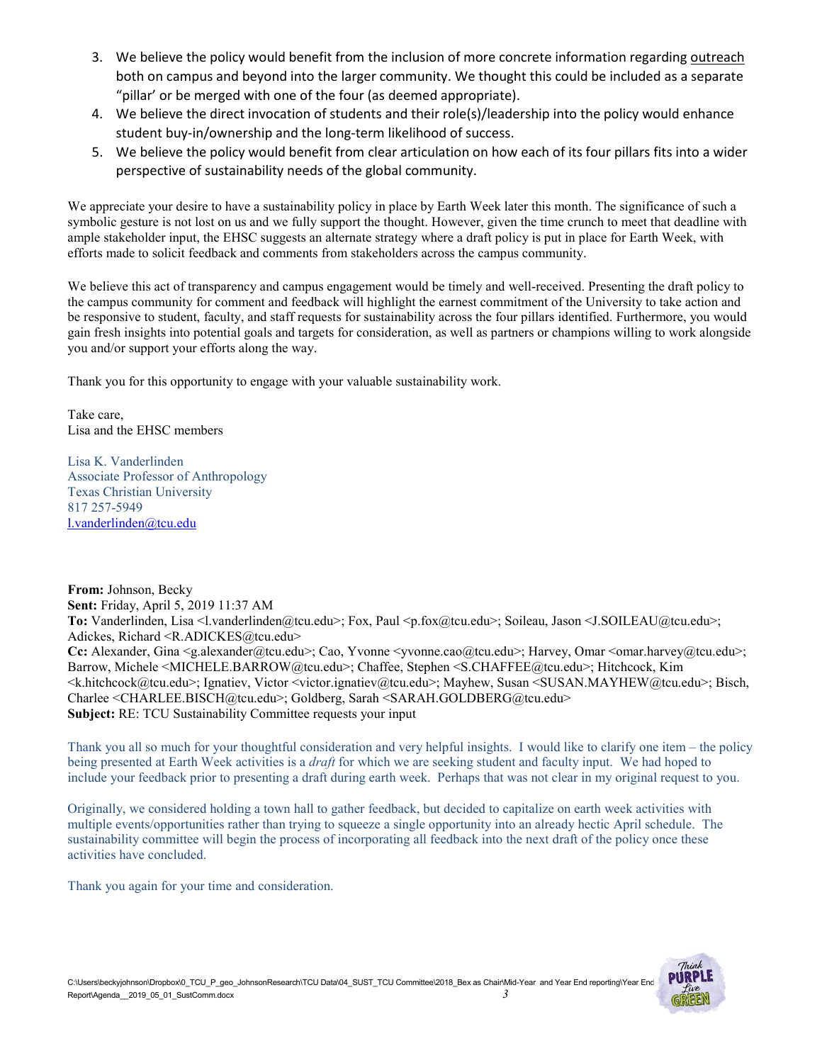3. We believe the policy would benefit from the inclusion of more concrete information regarding outreach both on campus and beyond into the larger community. We thought this could be included as a separate "pillar' or be merged with one of the four (as deemed appropriate).
4. We believe the direct invocation of students and their role(s)/leadership into the policy would enhance student buy-in/ownership and the long-term likelihood of success.
5. We believe the policy would benefit from clear articulation on how each of its four pillars fits into a wider perspective of sustainability needs of the global community.

We appreciate your desire to have a sustainability policy in place by Earth Week later this month. The significance of such a symbolic gesture is not lost on us and we fully support the thought. However, given the time crunch to meet that deadline with ample stakeholder input, the EHSC suggests an alternate strategy where a draft policy is put in place for Earth Week, with efforts made to solicit feedback and comments from stakeholders across the campus community.

We believe this act of transparency and campus engagement would be timely and well-received. Presenting the draft policy to the campus community for comment and feedback will highlight the earnest commitment of the University to take action and be responsive to student, faculty, and staff requests for sustainability across the four pillars identified. Furthermore, you would gain fresh insights into potential goals and targets for consideration, as well as partners or champions willing to work alongside you and/or support your efforts along the way.

Thank you for this opportunity to engage with your valuable sustainability work.

Take care,
Lisa and the EHSC members

Lisa K. Vanderlinden
Associate Professor of Anthropology
Texas Christian University
817 257-5949
l.vanderlinden@tcu.edu

**From:** Johnson, Becky
**Sent:** Friday, April 5, 2019 11:37 AM
**To:** Vanderlinden, Lisa <l.vanderlinden@tcu.edu>; Fox, Paul <p.fox@tcu.edu>; Soileau, Jason <J.SOILEAU@tcu.edu>; Adickes, Richard <R.ADICKES@tcu.edu>
**Cc:** Alexander, Gina <g.alexander@tcu.edu>; Cao, Yvonne <yvonne.cao@tcu.edu>; Harvey, Omar <omar.harvey@tcu.edu>; Barrow, Michele <MICHELE.BARROW@tcu.edu>; Chaffee, Stephen <S.CHAFFEE@tcu.edu>; Hitchcock, Kim <k.hitchcock@tcu.edu>; Ignatiev, Victor <victor.ignatiev@tcu.edu>; Mayhew, Susan <SUSAN.MAYHEW@tcu.edu>; Bisch, Charlee <CHARLEE.BISCH@tcu.edu>; Goldberg, Sarah <SARAH.GOLDBERG@tcu.edu>
**Subject:** RE: TCU Sustainability Committee requests your input

Thank you all so much for your thoughtful consideration and very helpful insights. I would like to clarify one item – the policy being presented at Earth Week activities is a *draft* for which we are seeking student and faculty input. We had hoped to include your feedback prior to presenting a draft during earth week. Perhaps that was not clear in my original request to you.

Originally, we considered holding a town hall to gather feedback, but decided to capitalize on earth week activities with multiple events/opportunities rather than trying to squeeze a single opportunity into an already hectic April schedule. The sustainability committee will begin the process of incorporating all feedback into the next draft of the policy once these activities have concluded.

Thank you again for your time and consideration.